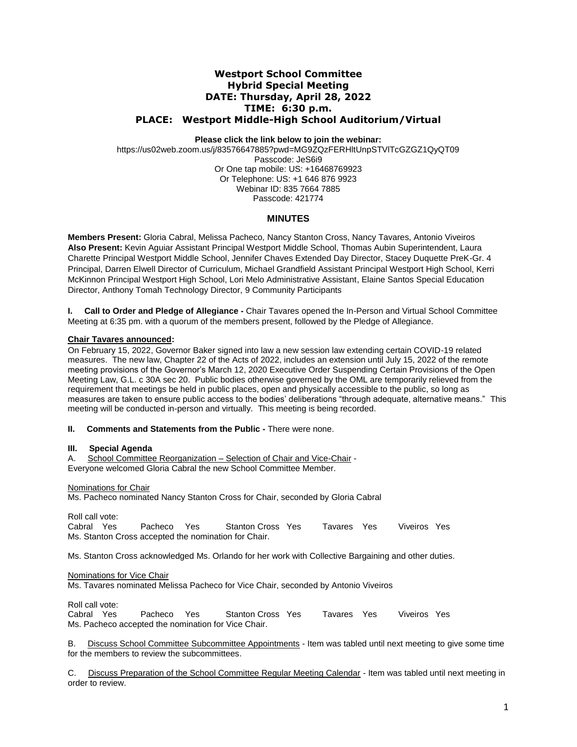# Westport School Committee
## Hybrid Special Meeting
## DATE: Thursday, April 28, 2022
## TIME: 6:30 p.m.
## PLACE: Westport Middle-High School Auditorium/Virtual

**Please click the link below to join the webinar:**

https://us02web.zoom.us/j/83576647885?pwd=MG9ZQzFERHltUnpSTVlTcGZGZ1QyQT09
Passcode: JeS6i9
Or One tap mobile: US: +16468769923
Or Telephone: US: +1 646 876 9923
Webinar ID: 835 7664 7885
Passcode: 421774

## MINUTES

**Members Present:** Gloria Cabral, Melissa Pacheco, Nancy Stanton Cross, Nancy Tavares, Antonio Viveiros
**Also Present:** Kevin Aguiar Assistant Principal Westport Middle School, Thomas Aubin Superintendent, Laura Charette Principal Westport Middle School, Jennifer Chaves Extended Day Director, Stacey Duquette PreK-Gr. 4 Principal, Darren Elwell Director of Curriculum, Michael Grandfield Assistant Principal Westport High School, Kerri McKinnon Principal Westport High School, Lori Melo Administrative Assistant, Elaine Santos Special Education Director, Anthony Tomah Technology Director, 9 Community Participants

**I. Call to Order and Pledge of Allegiance -** Chair Tavares opened the In-Person and Virtual School Committee Meeting at 6:35 pm. with a quorum of the members present, followed by the Pledge of Allegiance.

**Chair Tavares announced:**

On February 15, 2022, Governor Baker signed into law a new session law extending certain COVID-19 related measures. The new law, Chapter 22 of the Acts of 2022, includes an extension until July 15, 2022 of the remote meeting provisions of the Governor's March 12, 2020 Executive Order Suspending Certain Provisions of the Open Meeting Law, G.L. c 30A sec 20. Public bodies otherwise governed by the OML are temporarily relieved from the requirement that meetings be held in public places, open and physically accessible to the public, so long as measures are taken to ensure public access to the bodies' deliberations "through adequate, alternative means." This meeting will be conducted in-person and virtually. This meeting is being recorded.

**II. Comments and Statements from the Public -** There were none.

**III. Special Agenda**

A. School Committee Reorganization – Selection of Chair and Vice-Chair -
Everyone welcomed Gloria Cabral the new School Committee Member.

Nominations for Chair
Ms. Pacheco nominated Nancy Stanton Cross for Chair, seconded by Gloria Cabral

Roll call vote:

| Cabral | Yes | Pacheco | Yes | Stanton Cross | Yes | Tavares | Yes | Viveiros | Yes |
|---|---|---|---|---|---|---|---|---|---|

Ms. Stanton Cross accepted the nomination for Chair.

Ms. Stanton Cross acknowledged Ms. Orlando for her work with Collective Bargaining and other duties.

Nominations for Vice Chair
Ms. Tavares nominated Melissa Pacheco for Vice Chair, seconded by Antonio Viveiros

Roll call vote:

| Cabral | Yes | Pacheco | Yes | Stanton Cross | Yes | Tavares | Yes | Viveiros | Yes |
|---|---|---|---|---|---|---|---|---|---|

Ms. Pacheco accepted the nomination for Vice Chair.

B. Discuss School Committee Subcommittee Appointments - Item was tabled until next meeting to give some time for the members to review the subcommittees.

C. Discuss Preparation of the School Committee Regular Meeting Calendar - Item was tabled until next meeting in order to review.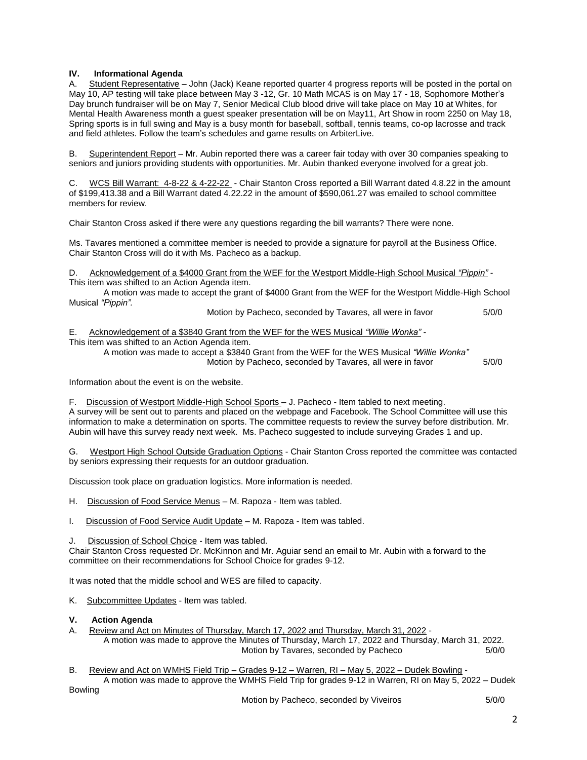## IV. Informational Agenda

A. <u>Student Representative</u> – John (Jack) Keane reported quarter 4 progress reports will be posted in the portal on May 10, AP testing will take place between May 3 -12, Gr. 10 Math MCAS is on May 17 - 18, Sophomore Mother's Day brunch fundraiser will be on May 7, Senior Medical Club blood drive will take place on May 10 at Whites, for Mental Health Awareness month a guest speaker presentation will be on May11, Art Show in room 2250 on May 18, Spring sports is in full swing and May is a busy month for baseball, softball, tennis teams, co-op lacrosse and track and field athletes. Follow the team's schedules and game results on ArbiterLive.

B. <u>Superintendent Report</u> – Mr. Aubin reported there was a career fair today with over 30 companies speaking to seniors and juniors providing students with opportunities. Mr. Aubin thanked everyone involved for a great job.

C. <u>WCS Bill Warrant: 4-8-22 & 4-22-22</u> - Chair Stanton Cross reported a Bill Warrant dated 4.8.22 in the amount of $199,413.38 and a Bill Warrant dated 4.22.22 in the amount of $590,061.27 was emailed to school committee members for review.

Chair Stanton Cross asked if there were any questions regarding the bill warrants? There were none.

Ms. Tavares mentioned a committee member is needed to provide a signature for payroll at the Business Office. Chair Stanton Cross will do it with Ms. Pacheco as a backup.

D. <u>Acknowledgement of a $4000 Grant from the WEF for the Westport Middle-High School Musical *"Pippin"*</u> - This item was shifted to an Action Agenda item.

A motion was made to accept the grant of $4000 Grant from the WEF for the Westport Middle-High School Musical *"Pippin".*

Motion by Pacheco, seconded by Tavares, all were in favor 5/0/0

E. <u>Acknowledgement of a $3840 Grant from the WEF for the WES Musical *"Willie Wonka"*</u> - This item was shifted to an Action Agenda item.

A motion was made to accept a $3840 Grant from the WEF for the WES Musical *"Willie Wonka"*

Motion by Pacheco, seconded by Tavares, all were in favor 5/0/0

Information about the event is on the website.

F. <u>Discussion of Westport Middle-High School Sports</u> – J. Pacheco - Item tabled to next meeting. A survey will be sent out to parents and placed on the webpage and Facebook. The School Committee will use this information to make a determination on sports. The committee requests to review the survey before distribution. Mr. Aubin will have this survey ready next week. Ms. Pacheco suggested to include surveying Grades 1 and up.

G. <u>Westport High School Outside Graduation Options</u> - Chair Stanton Cross reported the committee was contacted by seniors expressing their requests for an outdoor graduation.

Discussion took place on graduation logistics. More information is needed.

H. <u>Discussion of Food Service Menus</u> – M. Rapoza - Item was tabled.

I. <u>Discussion of Food Service Audit Update</u> – M. Rapoza - Item was tabled.

J. <u>Discussion of School Choice</u> - Item was tabled.
Chair Stanton Cross requested Dr. McKinnon and Mr. Aguiar send an email to Mr. Aubin with a forward to the committee on their recommendations for School Choice for grades 9-12.

It was noted that the middle school and WES are filled to capacity.

K. <u>Subcommittee Updates</u> - Item was tabled.

## V. Action Agenda

A. <u>Review and Act on Minutes of Thursday, March 17, 2022 and Thursday, March 31, 2022</u> -

A motion was made to approve the Minutes of Thursday, March 17, 2022 and Thursday, March 31, 2022.

Motion by Tavares, seconded by Pacheco 5/0/0

B. <u>Review and Act on WMHS Field Trip – Grades 9-12 – Warren, RI – May 5, 2022 – Dudek Bowling</u> -

A motion was made to approve the WMHS Field Trip for grades 9-12 in Warren, RI on May 5, 2022 – Dudek Bowling

Motion by Pacheco, seconded by Viveiros 5/0/0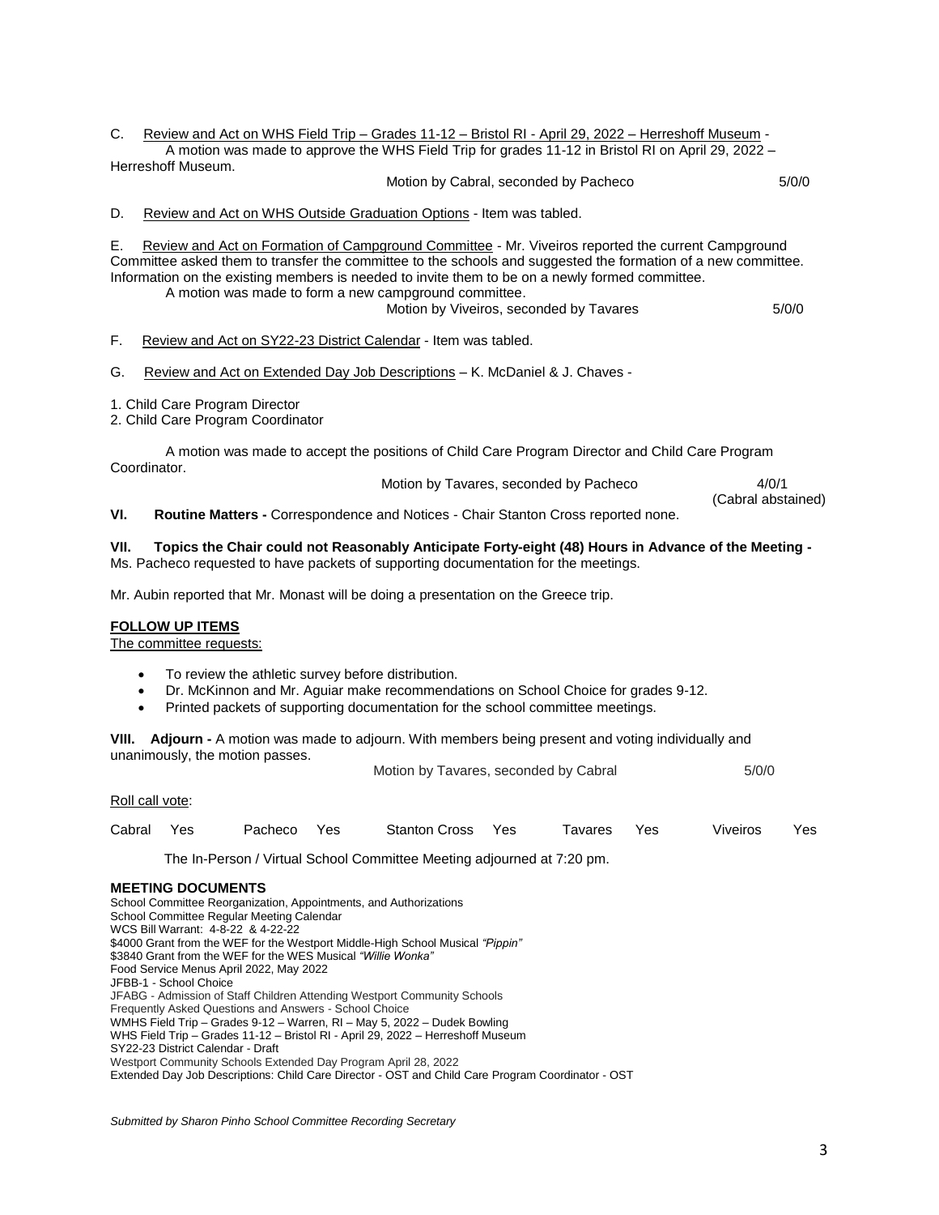C. Review and Act on WHS Field Trip – Grades 11-12 – Bristol RI - April 29, 2022 – Herreshoff Museum - A motion was made to approve the WHS Field Trip for grades 11-12 in Bristol RI on April 29, 2022 – Herreshoff Museum.

Motion by Cabral, seconded by Pacheco 5/0/0

D. Review and Act on WHS Outside Graduation Options - Item was tabled.

E. Review and Act on Formation of Campground Committee - Mr. Viveiros reported the current Campground Committee asked them to transfer the committee to the schools and suggested the formation of a new committee. Information on the existing members is needed to invite them to be on a newly formed committee.

A motion was made to form a new campground committee.

Motion by Viveiros, seconded by Tavares 5/0/0

F. Review and Act on SY22-23 District Calendar - Item was tabled.

G. Review and Act on Extended Day Job Descriptions – K. McDaniel & J. Chaves -

1. Child Care Program Director
2. Child Care Program Coordinator

A motion was made to accept the positions of Child Care Program Director and Child Care Program Coordinator.

Motion by Tavares, seconded by Pacheco 4/0/1 (Cabral abstained)

**VI. Routine Matters -** Correspondence and Notices - Chair Stanton Cross reported none.

**VII. Topics the Chair could not Reasonably Anticipate Forty-eight (48) Hours in Advance of the Meeting -** Ms. Pacheco requested to have packets of supporting documentation for the meetings.

Mr. Aubin reported that Mr. Monast will be doing a presentation on the Greece trip.

**FOLLOW UP ITEMS**

The committee requests:

- To review the athletic survey before distribution.
- Dr. McKinnon and Mr. Aguiar make recommendations on School Choice for grades 9-12.
- Printed packets of supporting documentation for the school committee meetings.

**VIII. Adjourn -** A motion was made to adjourn. With members being present and voting individually and unanimously, the motion passes.

Motion by Tavares, seconded by Cabral 5/0/0

Roll call vote:

| | | | | | | | | | |
|---|---|---|---|---|---|---|---|---|---|
| Cabral | Yes | Pacheco | Yes | Stanton Cross | Yes | Tavares | Yes | Viveiros | Yes |

The In-Person / Virtual School Committee Meeting adjourned at 7:20 pm.

**MEETING DOCUMENTS**

School Committee Reorganization, Appointments, and Authorizations
School Committee Regular Meeting Calendar
WCS Bill Warrant: 4-8-22 & 4-22-22
$4000 Grant from the WEF for the Westport Middle-High School Musical *"Pippin"*
$3840 Grant from the WEF for the WES Musical *"Willie Wonka"*
Food Service Menus April 2022, May 2022
JFBB-1 - School Choice
JFABG - Admission of Staff Children Attending Westport Community Schools
Frequently Asked Questions and Answers - School Choice
WMHS Field Trip – Grades 9-12 – Warren, RI – May 5, 2022 – Dudek Bowling
WHS Field Trip – Grades 11-12 – Bristol RI - April 29, 2022 – Herreshoff Museum
SY22-23 District Calendar - Draft
Westport Community Schools Extended Day Program April 28, 2022
Extended Day Job Descriptions: Child Care Director - OST and Child Care Program Coordinator - OST

*Submitted by Sharon Pinho School Committee Recording Secretary*